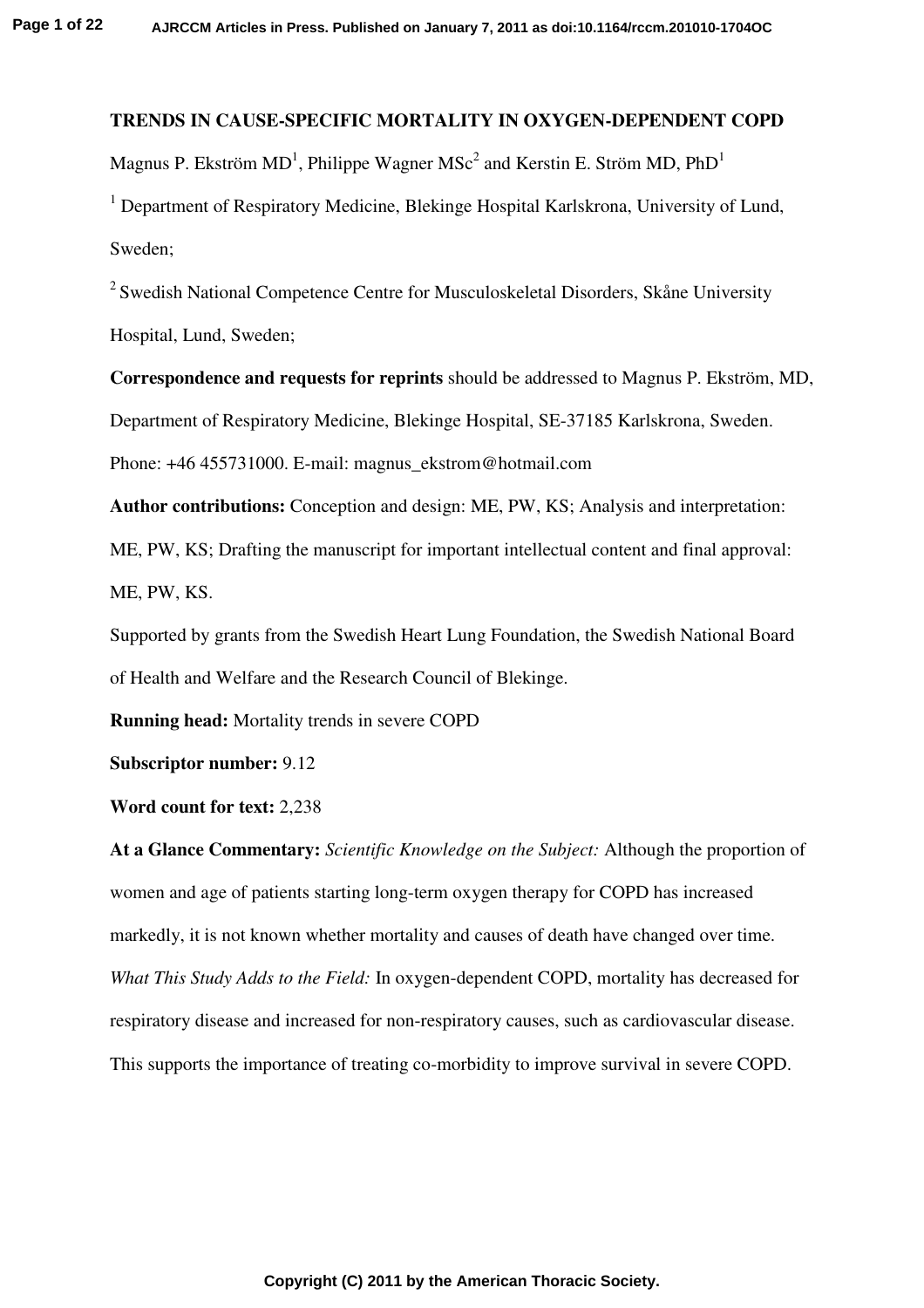# TRENDS IN CAUSE-SPECIFIC MORTALITY IN OXYGEN-DEPENDENT COPD

Magnus P. Ekström MD[1], Philippe Wagner MSc[2] and Kerstin E. Ström MD, PhD[1]

[1] Department of Respiratory Medicine, Blekinge Hospital Karlskrona, University of Lund, Sweden;

[2] Swedish National Competence Centre for Musculoskeletal Disorders, Skåne University Hospital, Lund, Sweden;

**Correspondence and requests for reprints** should be addressed to Magnus P. Ekström, MD, Department of Respiratory Medicine, Blekinge Hospital, SE-37185 Karlskrona, Sweden. Phone: +46 455731000. E-mail: magnus_ekstrom@hotmail.com

**Author contributions:** Conception and design: ME, PW, KS; Analysis and interpretation: ME, PW, KS; Drafting the manuscript for important intellectual content and final approval: ME, PW, KS.

Supported by grants from the Swedish Heart Lung Foundation, the Swedish National Board of Health and Welfare and the Research Council of Blekinge.

**Running head:** Mortality trends in severe COPD

**Subscriptor number:** 9.12

**Word count for text:** 2,238

**At a Glance Commentary:** *Scientific Knowledge on the Subject:* Although the proportion of women and age of patients starting long-term oxygen therapy for COPD has increased markedly, it is not known whether mortality and causes of death have changed over time. *What This Study Adds to the Field:* In oxygen-dependent COPD, mortality has decreased for respiratory disease and increased for non-respiratory causes, such as cardiovascular disease. This supports the importance of treating co-morbidity to improve survival in severe COPD.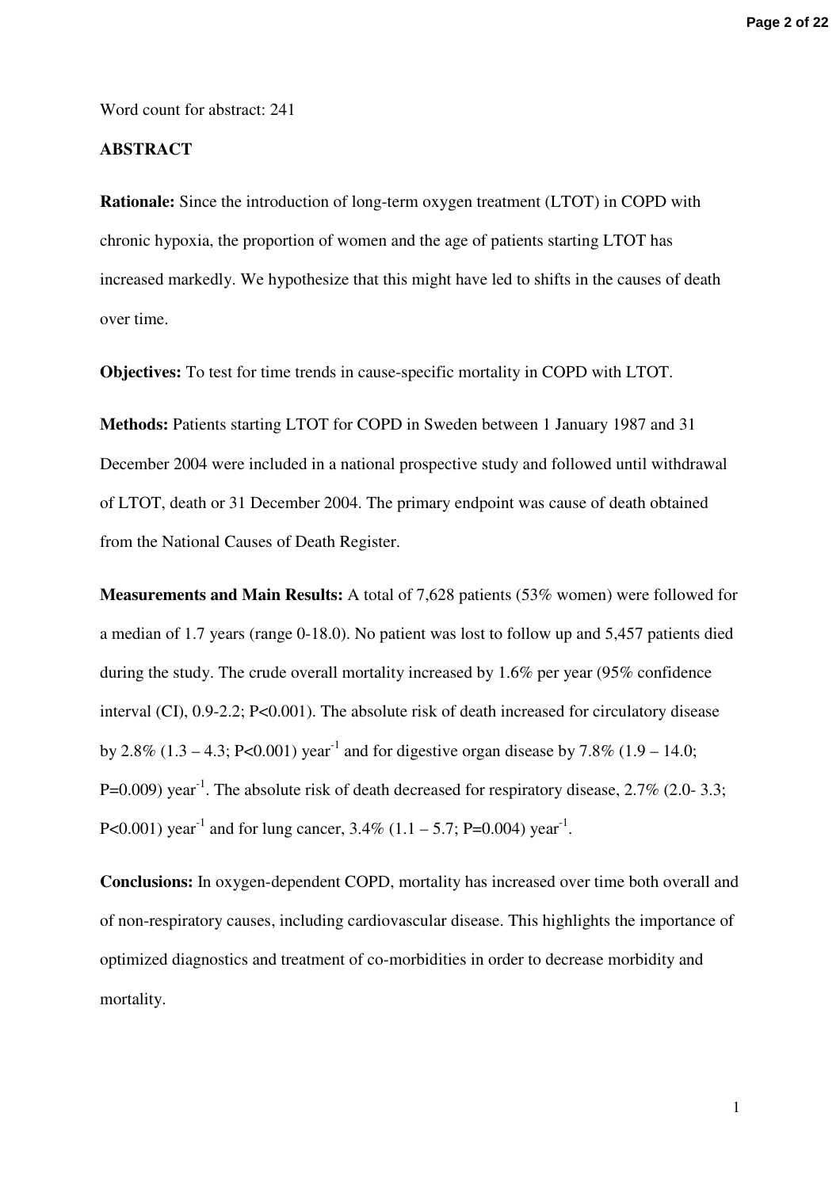Word count for abstract: 241

## ABSTRACT

**Rationale:** Since the introduction of long-term oxygen treatment (LTOT) in COPD with chronic hypoxia, the proportion of women and the age of patients starting LTOT has increased markedly. We hypothesize that this might have led to shifts in the causes of death over time.

**Objectives:** To test for time trends in cause-specific mortality in COPD with LTOT.

**Methods:** Patients starting LTOT for COPD in Sweden between 1 January 1987 and 31 December 2004 were included in a national prospective study and followed until withdrawal of LTOT, death or 31 December 2004. The primary endpoint was cause of death obtained from the National Causes of Death Register.

**Measurements and Main Results:** A total of 7,628 patients (53% women) were followed for a median of 1.7 years (range 0-18.0). No patient was lost to follow up and 5,457 patients died during the study. The crude overall mortality increased by 1.6% per year (95% confidence interval (CI), 0.9-2.2; P<0.001). The absolute risk of death increased for circulatory disease by 2.8% (1.3 – 4.3; P<0.001) $year^{-1}$ and for digestive organ disease by 7.8% (1.9 – 14.0; P=0.009) $year^{-1}$. The absolute risk of death decreased for respiratory disease, 2.7% (2.0- 3.3; P<0.001) $year^{-1}$ and for lung cancer, 3.4% (1.1 – 5.7; P=0.004) $year^{-1}$.

**Conclusions:** In oxygen-dependent COPD, mortality has increased over time both overall and of non-respiratory causes, including cardiovascular disease. This highlights the importance of optimized diagnostics and treatment of co-morbidities in order to decrease morbidity and mortality.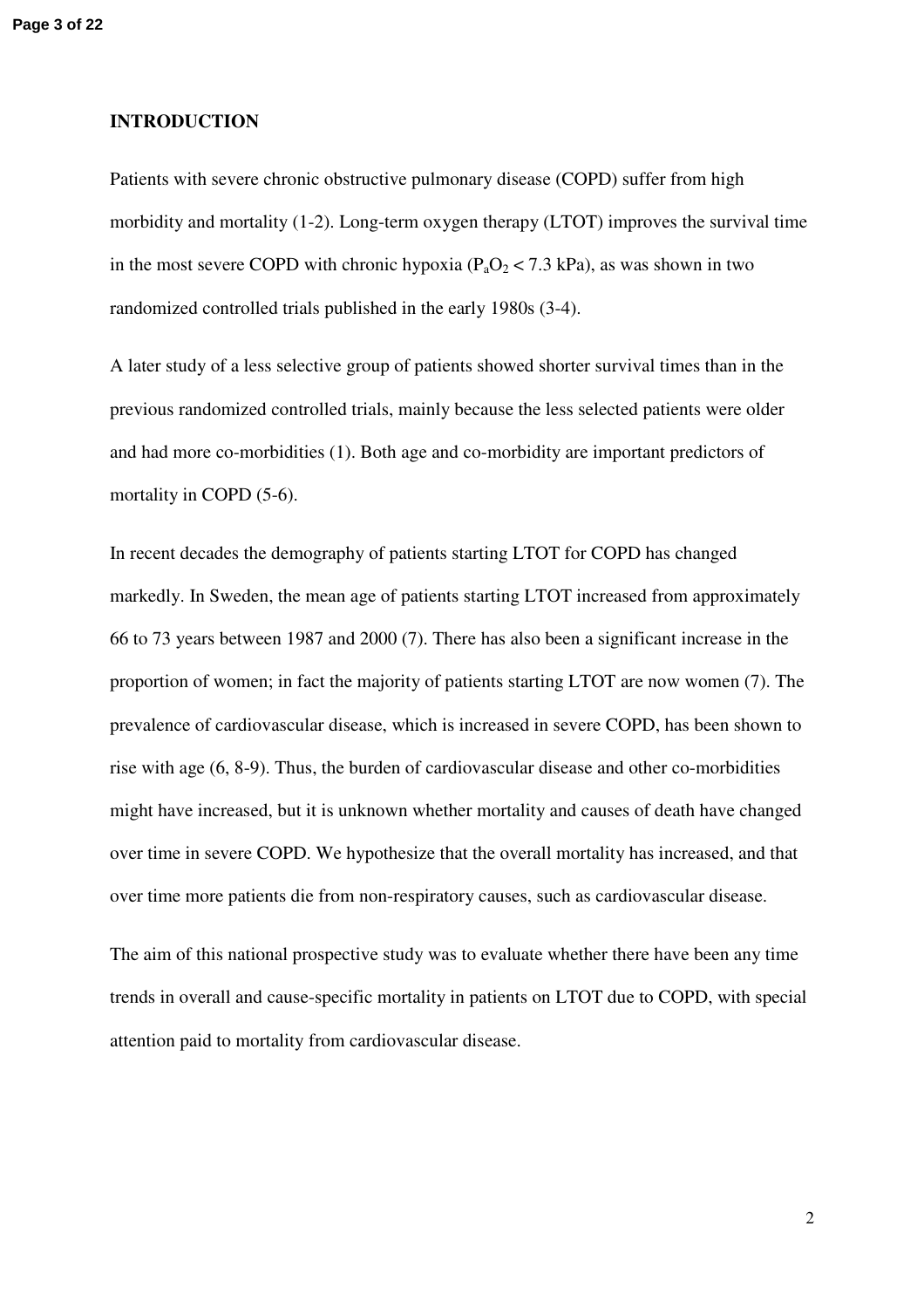## INTRODUCTION

Patients with severe chronic obstructive pulmonary disease (COPD) suffer from high morbidity and mortality (1-2). Long-term oxygen therapy (LTOT) improves the survival time in the most severe COPD with chronic hypoxia ($P_aO_2 < 7.3$ kPa), as was shown in two randomized controlled trials published in the early 1980s (3-4).

A later study of a less selective group of patients showed shorter survival times than in the previous randomized controlled trials, mainly because the less selected patients were older and had more co-morbidities (1). Both age and co-morbidity are important predictors of mortality in COPD (5-6).

In recent decades the demography of patients starting LTOT for COPD has changed markedly. In Sweden, the mean age of patients starting LTOT increased from approximately 66 to 73 years between 1987 and 2000 (7). There has also been a significant increase in the proportion of women; in fact the majority of patients starting LTOT are now women (7). The prevalence of cardiovascular disease, which is increased in severe COPD, has been shown to rise with age (6, 8-9). Thus, the burden of cardiovascular disease and other co-morbidities might have increased, but it is unknown whether mortality and causes of death have changed over time in severe COPD. We hypothesize that the overall mortality has increased, and that over time more patients die from non-respiratory causes, such as cardiovascular disease.

The aim of this national prospective study was to evaluate whether there have been any time trends in overall and cause-specific mortality in patients on LTOT due to COPD, with special attention paid to mortality from cardiovascular disease.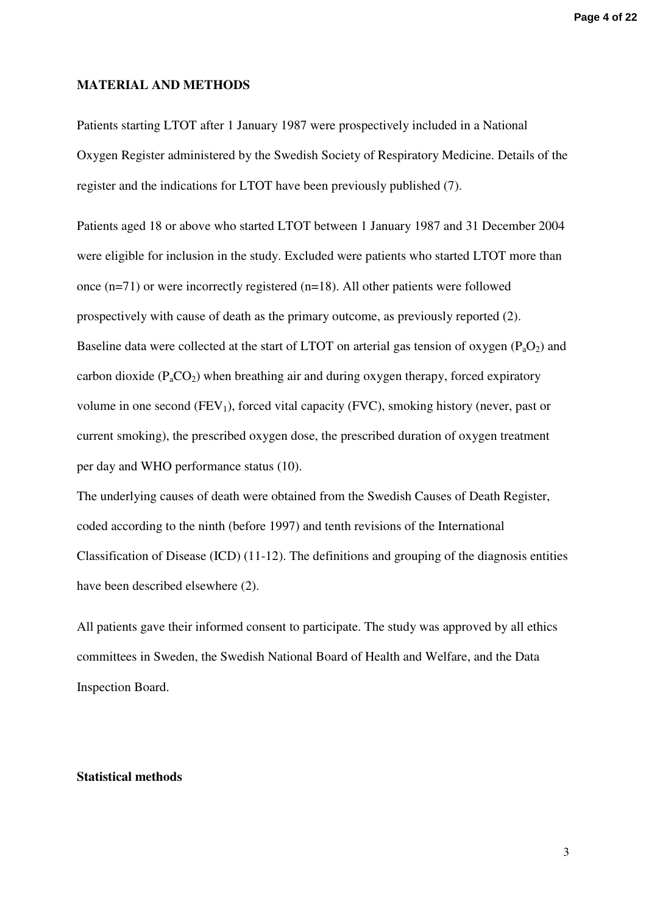## MATERIAL AND METHODS

Patients starting LTOT after 1 January 1987 were prospectively included in a National Oxygen Register administered by the Swedish Society of Respiratory Medicine. Details of the register and the indications for LTOT have been previously published (7).

Patients aged 18 or above who started LTOT between 1 January 1987 and 31 December 2004 were eligible for inclusion in the study. Excluded were patients who started LTOT more than once (n=71) or were incorrectly registered (n=18). All other patients were followed prospectively with cause of death as the primary outcome, as previously reported (2). Baseline data were collected at the start of LTOT on arterial gas tension of oxygen ($P_aO_2$) and carbon dioxide ($P_aCO_2$) when breathing air and during oxygen therapy, forced expiratory volume in one second ($FEV_1$), forced vital capacity (FVC), smoking history (never, past or current smoking), the prescribed oxygen dose, the prescribed duration of oxygen treatment per day and WHO performance status (10).

The underlying causes of death were obtained from the Swedish Causes of Death Register, coded according to the ninth (before 1997) and tenth revisions of the International Classification of Disease (ICD) (11-12). The definitions and grouping of the diagnosis entities have been described elsewhere (2).

All patients gave their informed consent to participate. The study was approved by all ethics committees in Sweden, the Swedish National Board of Health and Welfare, and the Data Inspection Board.

### Statistical methods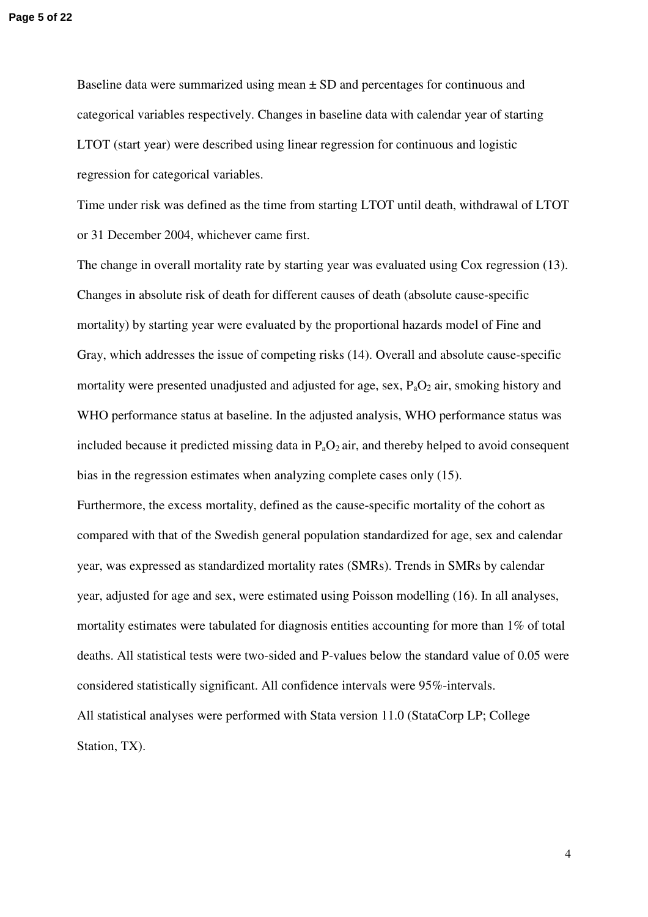Baseline data were summarized using mean ± SD and percentages for continuous and categorical variables respectively. Changes in baseline data with calendar year of starting LTOT (start year) were described using linear regression for continuous and logistic regression for categorical variables.

Time under risk was defined as the time from starting LTOT until death, withdrawal of LTOT or 31 December 2004, whichever came first.

The change in overall mortality rate by starting year was evaluated using Cox regression (13). Changes in absolute risk of death for different causes of death (absolute cause-specific mortality) by starting year were evaluated by the proportional hazards model of Fine and Gray, which addresses the issue of competing risks (14). Overall and absolute cause-specific mortality were presented unadjusted and adjusted for age, sex, $P_aO_2$ air, smoking history and WHO performance status at baseline. In the adjusted analysis, WHO performance status was included because it predicted missing data in $P_aO_2$ air, and thereby helped to avoid consequent bias in the regression estimates when analyzing complete cases only (15).

Furthermore, the excess mortality, defined as the cause-specific mortality of the cohort as compared with that of the Swedish general population standardized for age, sex and calendar year, was expressed as standardized mortality rates (SMRs). Trends in SMRs by calendar year, adjusted for age and sex, were estimated using Poisson modelling (16). In all analyses, mortality estimates were tabulated for diagnosis entities accounting for more than 1% of total deaths. All statistical tests were two-sided and P-values below the standard value of 0.05 were considered statistically significant. All confidence intervals were 95%-intervals.

All statistical analyses were performed with Stata version 11.0 (StataCorp LP; College Station, TX).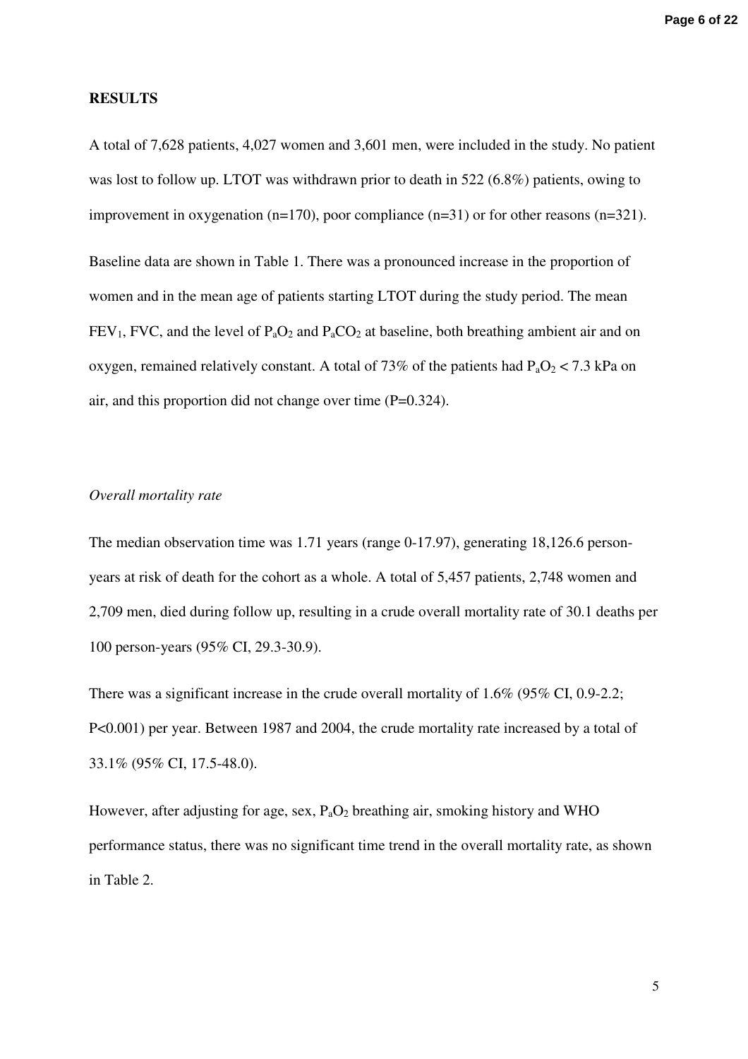## RESULTS

A total of 7,628 patients, 4,027 women and 3,601 men, were included in the study. No patient was lost to follow up. LTOT was withdrawn prior to death in 522 (6.8%) patients, owing to improvement in oxygenation (n=170), poor compliance (n=31) or for other reasons (n=321).

Baseline data are shown in Table 1. There was a pronounced increase in the proportion of women and in the mean age of patients starting LTOT during the study period. The mean $FEV_1$, FVC, and the level of $P_aO_2$ and $P_aCO_2$ at baseline, both breathing ambient air and on oxygen, remained relatively constant. A total of 73% of the patients had $P_aO_2 < 7.3$ kPa on air, and this proportion did not change over time (P=0.324).

### *Overall mortality rate*

The median observation time was 1.71 years (range 0-17.97), generating 18,126.6 person-years at risk of death for the cohort as a whole. A total of 5,457 patients, 2,748 women and 2,709 men, died during follow up, resulting in a crude overall mortality rate of 30.1 deaths per 100 person-years (95% CI, 29.3-30.9).

There was a significant increase in the crude overall mortality of 1.6% (95% CI, 0.9-2.2; P<0.001) per year. Between 1987 and 2004, the crude mortality rate increased by a total of 33.1% (95% CI, 17.5-48.0).

However, after adjusting for age, sex, $P_aO_2$ breathing air, smoking history and WHO performance status, there was no significant time trend in the overall mortality rate, as shown in Table 2.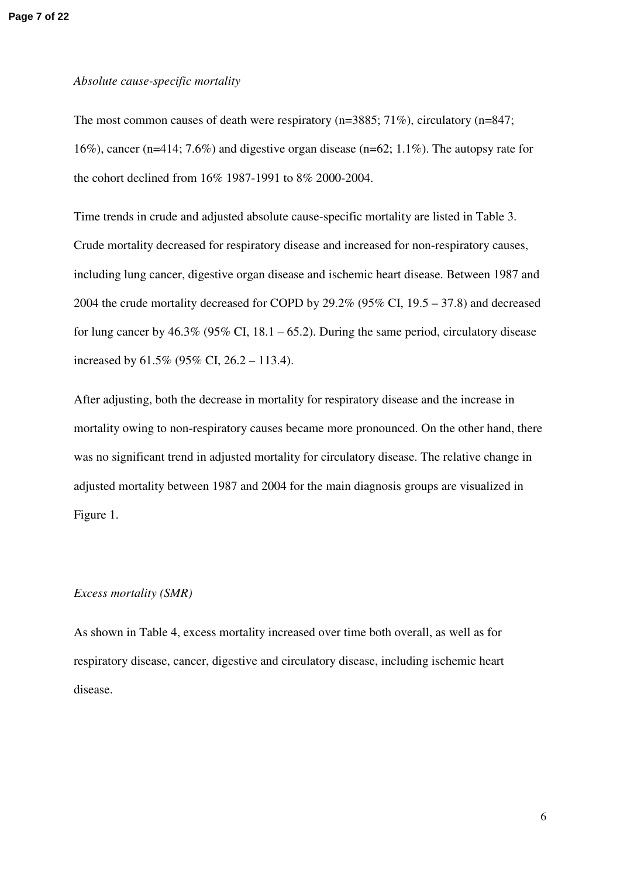*Absolute cause-specific mortality*

The most common causes of death were respiratory (n=3885; 71%), circulatory (n=847; 16%), cancer (n=414; 7.6%) and digestive organ disease (n=62; 1.1%). The autopsy rate for the cohort declined from 16% 1987-1991 to 8% 2000-2004.

Time trends in crude and adjusted absolute cause-specific mortality are listed in Table 3. Crude mortality decreased for respiratory disease and increased for non-respiratory causes, including lung cancer, digestive organ disease and ischemic heart disease. Between 1987 and 2004 the crude mortality decreased for COPD by 29.2% (95% CI, 19.5 – 37.8) and decreased for lung cancer by 46.3% (95% CI, 18.1 – 65.2). During the same period, circulatory disease increased by 61.5% (95% CI, 26.2 – 113.4).

After adjusting, both the decrease in mortality for respiratory disease and the increase in mortality owing to non-respiratory causes became more pronounced. On the other hand, there was no significant trend in adjusted mortality for circulatory disease. The relative change in adjusted mortality between 1987 and 2004 for the main diagnosis groups are visualized in Figure 1.

*Excess mortality (SMR)*

As shown in Table 4, excess mortality increased over time both overall, as well as for respiratory disease, cancer, digestive and circulatory disease, including ischemic heart disease.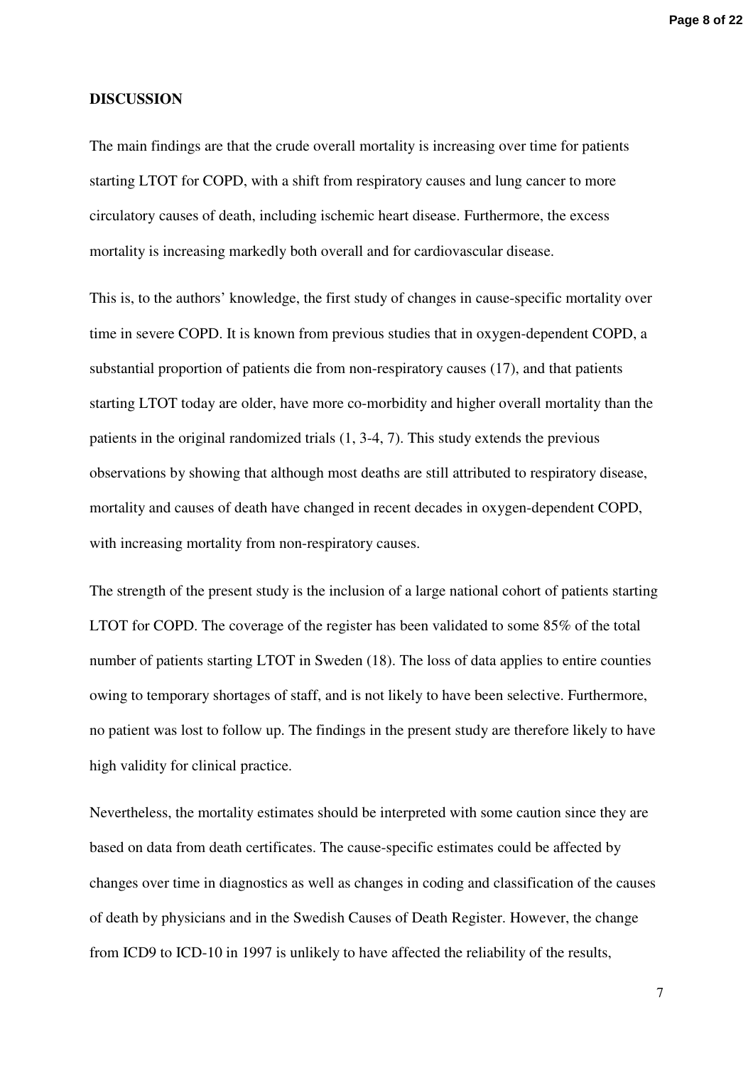**DISCUSSION**

The main findings are that the crude overall mortality is increasing over time for patients starting LTOT for COPD, with a shift from respiratory causes and lung cancer to more circulatory causes of death, including ischemic heart disease. Furthermore, the excess mortality is increasing markedly both overall and for cardiovascular disease.

This is, to the authors' knowledge, the first study of changes in cause-specific mortality over time in severe COPD. It is known from previous studies that in oxygen-dependent COPD, a substantial proportion of patients die from non-respiratory causes (17), and that patients starting LTOT today are older, have more co-morbidity and higher overall mortality than the patients in the original randomized trials (1, 3-4, 7). This study extends the previous observations by showing that although most deaths are still attributed to respiratory disease, mortality and causes of death have changed in recent decades in oxygen-dependent COPD, with increasing mortality from non-respiratory causes.

The strength of the present study is the inclusion of a large national cohort of patients starting LTOT for COPD. The coverage of the register has been validated to some 85% of the total number of patients starting LTOT in Sweden (18). The loss of data applies to entire counties owing to temporary shortages of staff, and is not likely to have been selective. Furthermore, no patient was lost to follow up. The findings in the present study are therefore likely to have high validity for clinical practice.

Nevertheless, the mortality estimates should be interpreted with some caution since they are based on data from death certificates. The cause-specific estimates could be affected by changes over time in diagnostics as well as changes in coding and classification of the causes of death by physicians and in the Swedish Causes of Death Register. However, the change from ICD9 to ICD-10 in 1997 is unlikely to have affected the reliability of the results,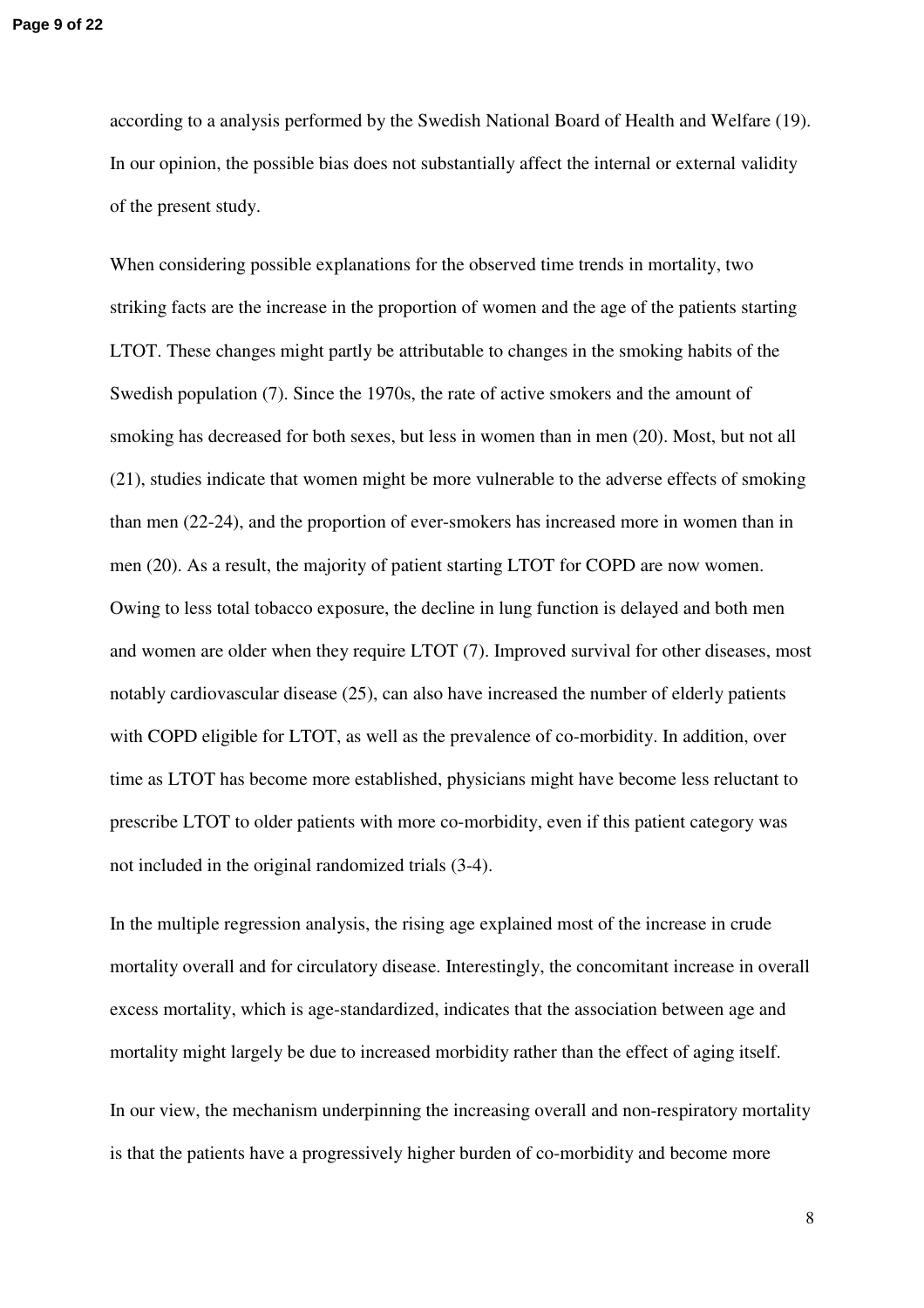according to a analysis performed by the Swedish National Board of Health and Welfare (19). In our opinion, the possible bias does not substantially affect the internal or external validity of the present study.

When considering possible explanations for the observed time trends in mortality, two striking facts are the increase in the proportion of women and the age of the patients starting LTOT. These changes might partly be attributable to changes in the smoking habits of the Swedish population (7). Since the 1970s, the rate of active smokers and the amount of smoking has decreased for both sexes, but less in women than in men (20). Most, but not all (21), studies indicate that women might be more vulnerable to the adverse effects of smoking than men (22-24), and the proportion of ever-smokers has increased more in women than in men (20). As a result, the majority of patient starting LTOT for COPD are now women. Owing to less total tobacco exposure, the decline in lung function is delayed and both men and women are older when they require LTOT (7). Improved survival for other diseases, most notably cardiovascular disease (25), can also have increased the number of elderly patients with COPD eligible for LTOT, as well as the prevalence of co-morbidity. In addition, over time as LTOT has become more established, physicians might have become less reluctant to prescribe LTOT to older patients with more co-morbidity, even if this patient category was not included in the original randomized trials (3-4).

In the multiple regression analysis, the rising age explained most of the increase in crude mortality overall and for circulatory disease. Interestingly, the concomitant increase in overall excess mortality, which is age-standardized, indicates that the association between age and mortality might largely be due to increased morbidity rather than the effect of aging itself.

In our view, the mechanism underpinning the increasing overall and non-respiratory mortality is that the patients have a progressively higher burden of co-morbidity and become more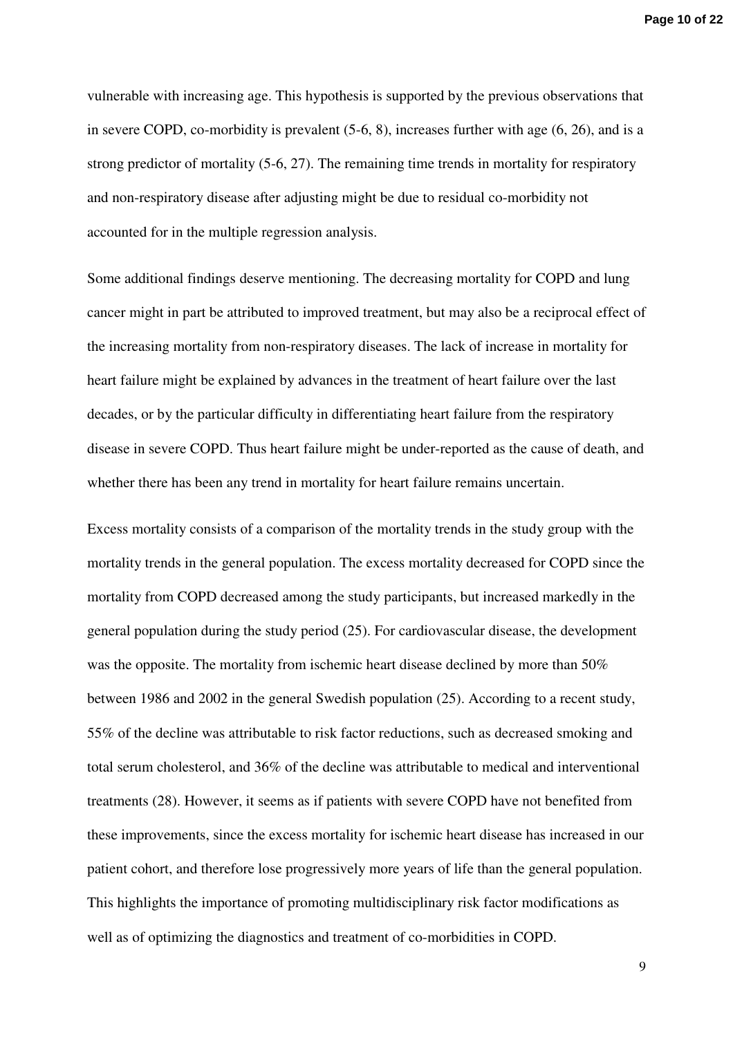vulnerable with increasing age. This hypothesis is supported by the previous observations that in severe COPD, co-morbidity is prevalent (5-6, 8), increases further with age (6, 26), and is a strong predictor of mortality (5-6, 27). The remaining time trends in mortality for respiratory and non-respiratory disease after adjusting might be due to residual co-morbidity not accounted for in the multiple regression analysis.

Some additional findings deserve mentioning. The decreasing mortality for COPD and lung cancer might in part be attributed to improved treatment, but may also be a reciprocal effect of the increasing mortality from non-respiratory diseases. The lack of increase in mortality for heart failure might be explained by advances in the treatment of heart failure over the last decades, or by the particular difficulty in differentiating heart failure from the respiratory disease in severe COPD. Thus heart failure might be under-reported as the cause of death, and whether there has been any trend in mortality for heart failure remains uncertain.

Excess mortality consists of a comparison of the mortality trends in the study group with the mortality trends in the general population. The excess mortality decreased for COPD since the mortality from COPD decreased among the study participants, but increased markedly in the general population during the study period (25). For cardiovascular disease, the development was the opposite. The mortality from ischemic heart disease declined by more than 50% between 1986 and 2002 in the general Swedish population (25). According to a recent study, 55% of the decline was attributable to risk factor reductions, such as decreased smoking and total serum cholesterol, and 36% of the decline was attributable to medical and interventional treatments (28). However, it seems as if patients with severe COPD have not benefited from these improvements, since the excess mortality for ischemic heart disease has increased in our patient cohort, and therefore lose progressively more years of life than the general population. This highlights the importance of promoting multidisciplinary risk factor modifications as well as of optimizing the diagnostics and treatment of co-morbidities in COPD.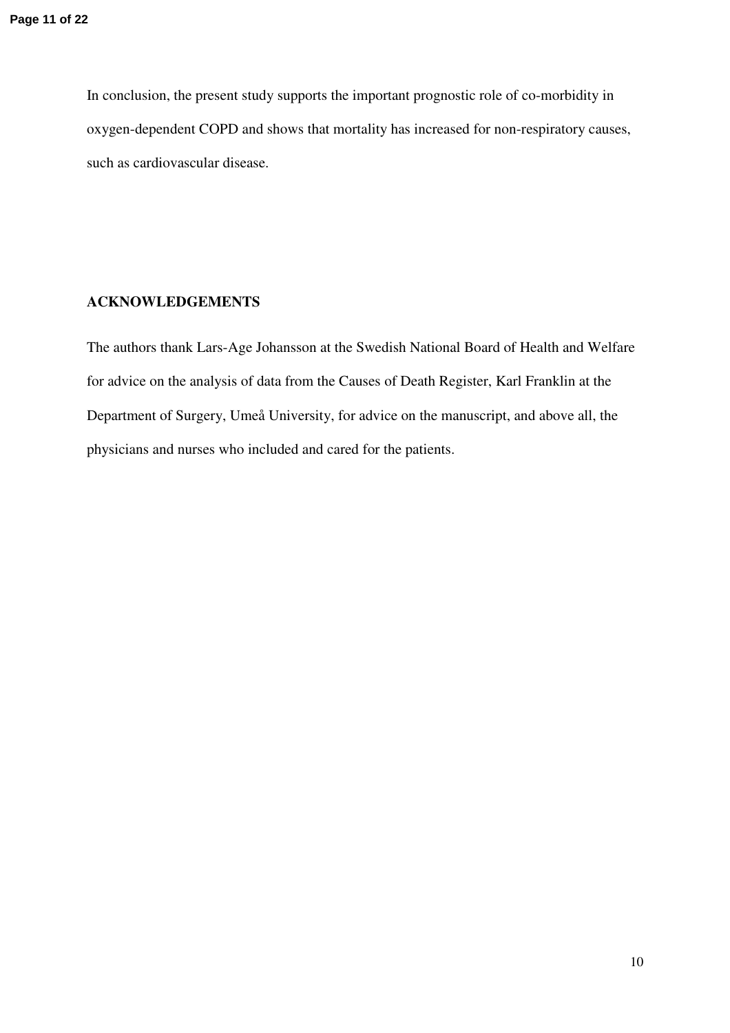In conclusion, the present study supports the important prognostic role of co-morbidity in oxygen-dependent COPD and shows that mortality has increased for non-respiratory causes, such as cardiovascular disease.

## ACKNOWLEDGEMENTS

The authors thank Lars-Age Johansson at the Swedish National Board of Health and Welfare for advice on the analysis of data from the Causes of Death Register, Karl Franklin at the Department of Surgery, Umeå University, for advice on the manuscript, and above all, the physicians and nurses who included and cared for the patients.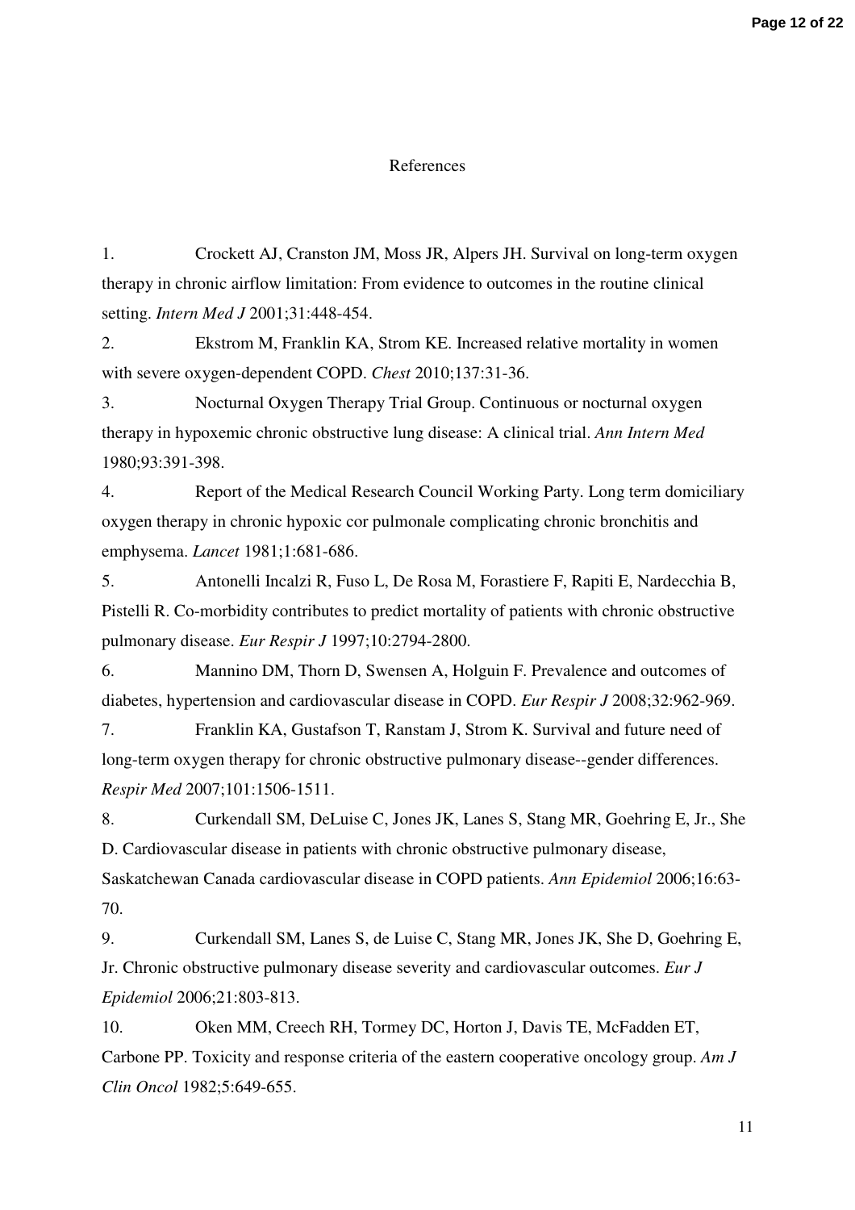# References

1. Crockett AJ, Cranston JM, Moss JR, Alpers JH. Survival on long-term oxygen therapy in chronic airflow limitation: From evidence to outcomes in the routine clinical setting. *Intern Med J* 2001;31:448-454.

2. Ekstrom M, Franklin KA, Strom KE. Increased relative mortality in women with severe oxygen-dependent COPD. *Chest* 2010;137:31-36.

3. Nocturnal Oxygen Therapy Trial Group. Continuous or nocturnal oxygen therapy in hypoxemic chronic obstructive lung disease: A clinical trial. *Ann Intern Med* 1980;93:391-398.

4. Report of the Medical Research Council Working Party. Long term domiciliary oxygen therapy in chronic hypoxic cor pulmonale complicating chronic bronchitis and emphysema. *Lancet* 1981;1:681-686.

5. Antonelli Incalzi R, Fuso L, De Rosa M, Forastiere F, Rapiti E, Nardecchia B, Pistelli R. Co-morbidity contributes to predict mortality of patients with chronic obstructive pulmonary disease. *Eur Respir J* 1997;10:2794-2800.

6. Mannino DM, Thorn D, Swensen A, Holguin F. Prevalence and outcomes of diabetes, hypertension and cardiovascular disease in COPD. *Eur Respir J* 2008;32:962-969.

7. Franklin KA, Gustafson T, Ranstam J, Strom K. Survival and future need of long-term oxygen therapy for chronic obstructive pulmonary disease--gender differences. *Respir Med* 2007;101:1506-1511.

8. Curkendall SM, DeLuise C, Jones JK, Lanes S, Stang MR, Goehring E, Jr., She D. Cardiovascular disease in patients with chronic obstructive pulmonary disease, Saskatchewan Canada cardiovascular disease in COPD patients. *Ann Epidemiol* 2006;16:63-70.

9. Curkendall SM, Lanes S, de Luise C, Stang MR, Jones JK, She D, Goehring E, Jr. Chronic obstructive pulmonary disease severity and cardiovascular outcomes. *Eur J Epidemiol* 2006;21:803-813.

10. Oken MM, Creech RH, Tormey DC, Horton J, Davis TE, McFadden ET, Carbone PP. Toxicity and response criteria of the eastern cooperative oncology group. *Am J Clin Oncol* 1982;5:649-655.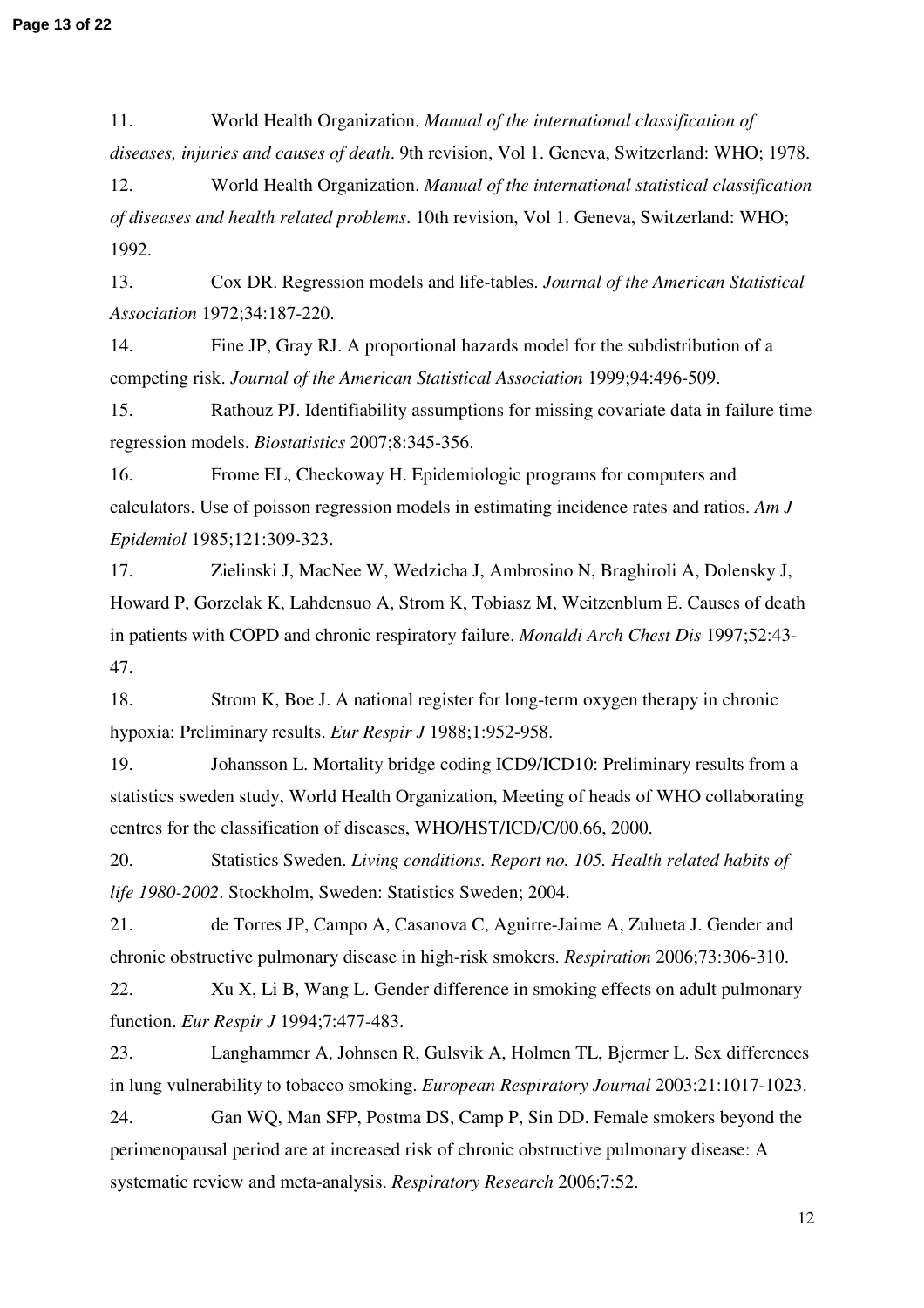11. World Health Organization. *Manual of the international classification of diseases, injuries and causes of death*. 9th revision, Vol 1. Geneva, Switzerland: WHO; 1978.

12. World Health Organization. *Manual of the international statistical classification of diseases and health related problems*. 10th revision, Vol 1. Geneva, Switzerland: WHO; 1992.

13. Cox DR. Regression models and life-tables. *Journal of the American Statistical Association* 1972;34:187-220.

14. Fine JP, Gray RJ. A proportional hazards model for the subdistribution of a competing risk. *Journal of the American Statistical Association* 1999;94:496-509.

15. Rathouz PJ. Identifiability assumptions for missing covariate data in failure time regression models. *Biostatistics* 2007;8:345-356.

16. Frome EL, Checkoway H. Epidemiologic programs for computers and calculators. Use of poisson regression models in estimating incidence rates and ratios. *Am J Epidemiol* 1985;121:309-323.

17. Zielinski J, MacNee W, Wedzicha J, Ambrosino N, Braghiroli A, Dolensky J, Howard P, Gorzelak K, Lahdensuo A, Strom K, Tobiasz M, Weitzenblum E. Causes of death in patients with COPD and chronic respiratory failure. *Monaldi Arch Chest Dis* 1997;52:43-47.

18. Strom K, Boe J. A national register for long-term oxygen therapy in chronic hypoxia: Preliminary results. *Eur Respir J* 1988;1:952-958.

19. Johansson L. Mortality bridge coding ICD9/ICD10: Preliminary results from a statistics sweden study, World Health Organization, Meeting of heads of WHO collaborating centres for the classification of diseases, WHO/HST/ICD/C/00.66, 2000.

20. Statistics Sweden. *Living conditions. Report no. 105. Health related habits of life 1980-2002*. Stockholm, Sweden: Statistics Sweden; 2004.

21. de Torres JP, Campo A, Casanova C, Aguirre-Jaime A, Zulueta J. Gender and chronic obstructive pulmonary disease in high-risk smokers. *Respiration* 2006;73:306-310.

22. Xu X, Li B, Wang L. Gender difference in smoking effects on adult pulmonary function. *Eur Respir J* 1994;7:477-483.

23. Langhammer A, Johnsen R, Gulsvik A, Holmen TL, Bjermer L. Sex differences in lung vulnerability to tobacco smoking. *European Respiratory Journal* 2003;21:1017-1023.

24. Gan WQ, Man SFP, Postma DS, Camp P, Sin DD. Female smokers beyond the perimenopausal period are at increased risk of chronic obstructive pulmonary disease: A systematic review and meta-analysis. *Respiratory Research* 2006;7:52.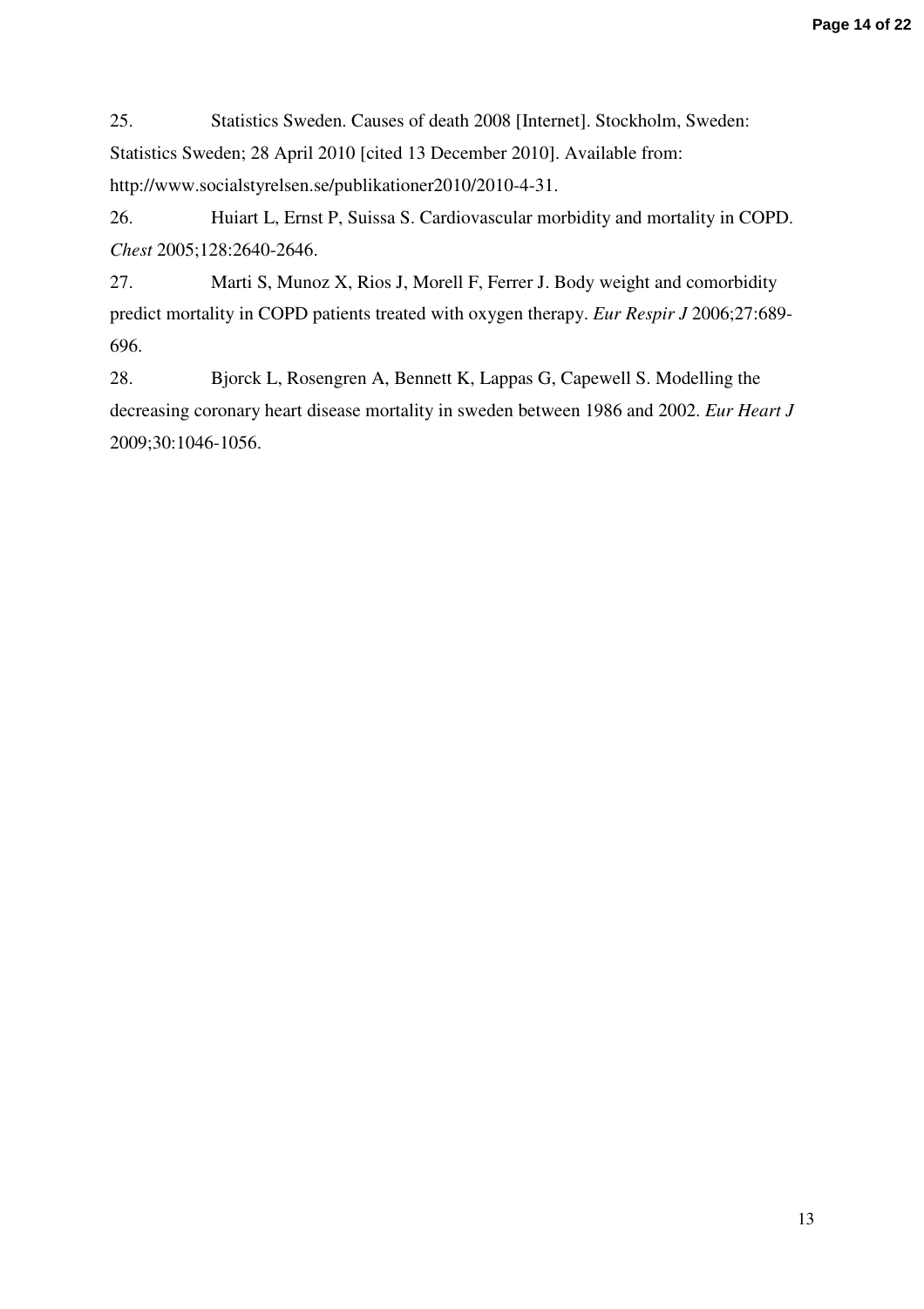25. Statistics Sweden. Causes of death 2008 [Internet]. Stockholm, Sweden: Statistics Sweden; 28 April 2010 [cited 13 December 2010]. Available from: http://www.socialstyrelsen.se/publikationer2010/2010-4-31.

26. Huiart L, Ernst P, Suissa S. Cardiovascular morbidity and mortality in COPD. *Chest* 2005;128:2640-2646.

27. Marti S, Munoz X, Rios J, Morell F, Ferrer J. Body weight and comorbidity predict mortality in COPD patients treated with oxygen therapy. *Eur Respir J* 2006;27:689-696.

28. Bjorck L, Rosengren A, Bennett K, Lappas G, Capewell S. Modelling the decreasing coronary heart disease mortality in sweden between 1986 and 2002. *Eur Heart J* 2009;30:1046-1056.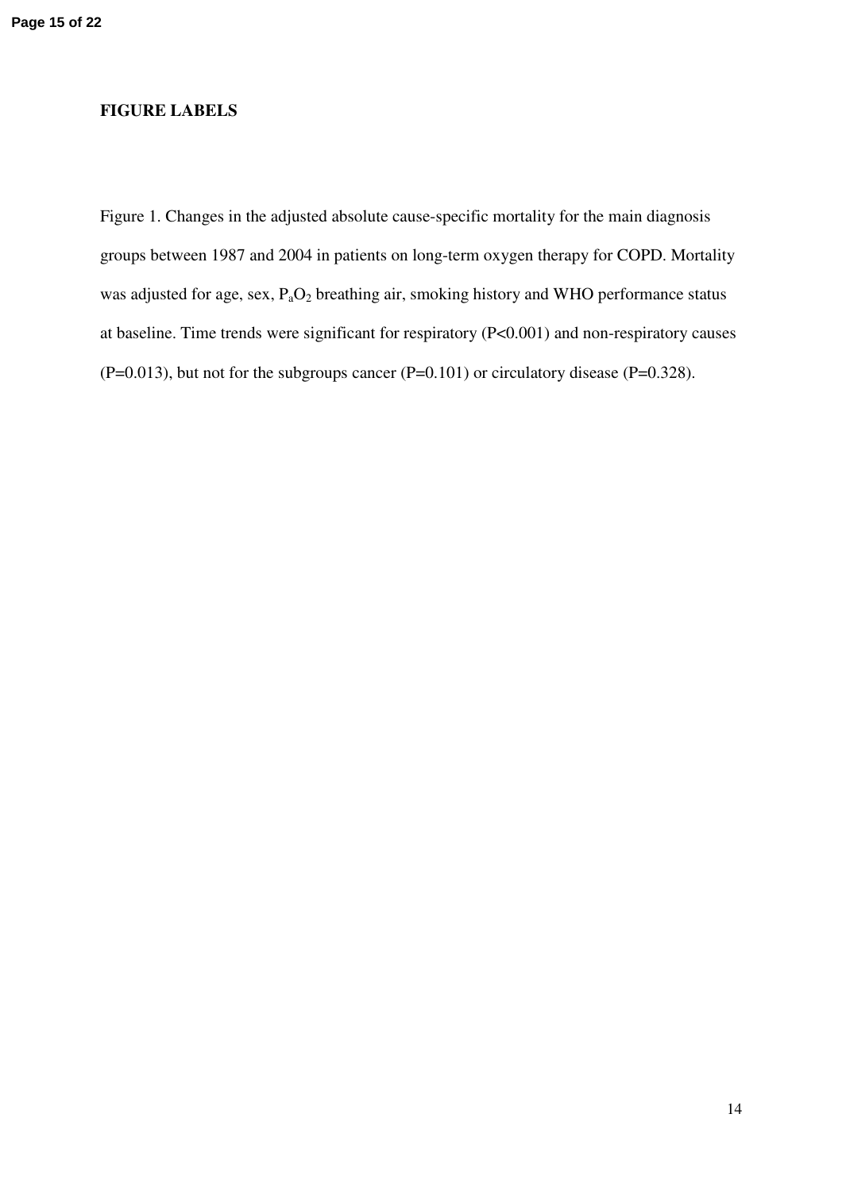**FIGURE LABELS**

Figure 1. Changes in the adjusted absolute cause-specific mortality for the main diagnosis groups between 1987 and 2004 in patients on long-term oxygen therapy for COPD. Mortality was adjusted for age, sex, $P_aO_2$ breathing air, smoking history and WHO performance status at baseline. Time trends were significant for respiratory ($P<0.001$) and non-respiratory causes ($P=0.013$), but not for the subgroups cancer ($P=0.101$) or circulatory disease ($P=0.328$).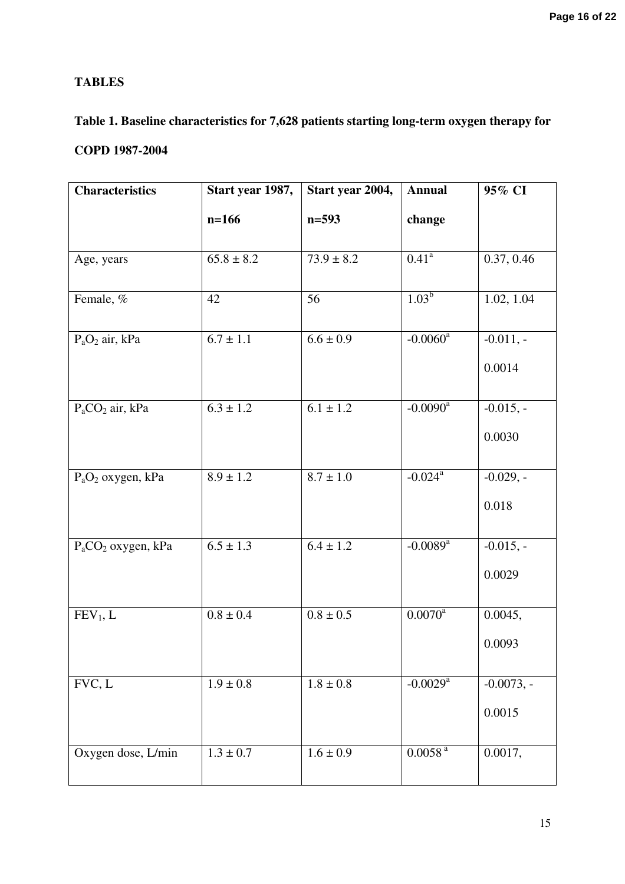**TABLES**

**Table 1. Baseline characteristics for 7,628 patients starting long-term oxygen therapy for COPD 1987-2004**

| Characteristics | Start year 1987, n=166 | Start year 2004, n=593 | Annual change | 95% CI |
|---|---|---|---|---|
| Age, years | 65.8 ± 8.2 | 73.9 ± 8.2 | 0.41[a] | 0.37, 0.46 |
| Female, % | 42 | 56 | 1.03[b] | 1.02, 1.04 |
| $P_aO_2$ air, kPa | 6.7 ± 1.1 | 6.6 ± 0.9 | -0.0060[a] | -0.011, -0.0014 |
| $P_aCO_2$ air, kPa | 6.3 ± 1.2 | 6.1 ± 1.2 | -0.0090[a] | -0.015, -0.0030 |
| $P_aO_2$ oxygen, kPa | 8.9 ± 1.2 | 8.7 ± 1.0 | -0.024[a] | -0.029, -0.018 |
| $P_aCO_2$ oxygen, kPa | 6.5 ± 1.3 | 6.4 ± 1.2 | -0.0089[a] | -0.015, -0.0029 |
| $FEV_1$, L | 0.8 ± 0.4 | 0.8 ± 0.5 | 0.0070[a] | 0.0045, 0.0093 |
| FVC, L | 1.9 ± 0.8 | 1.8 ± 0.8 | -0.0029[a] | -0.0073, -0.0015 |
| Oxygen dose, L/min | 1.3 ± 0.7 | 1.6 ± 0.9 | 0.0058[a] | 0.0017, |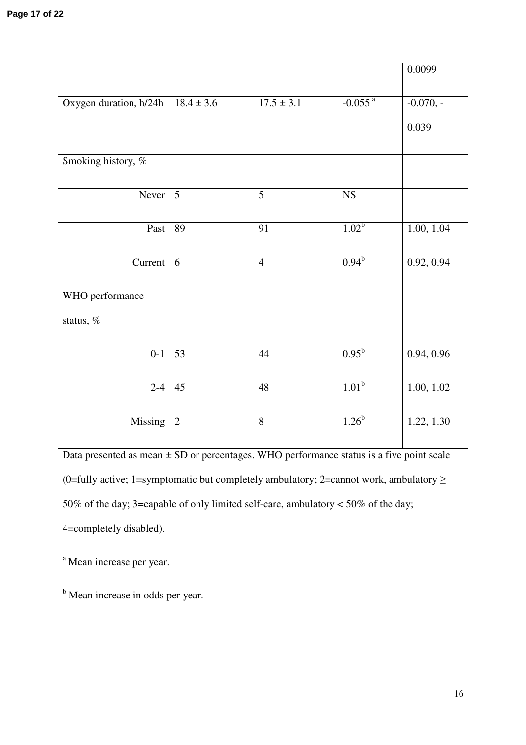| | | | | 0.0099 |
|---|---|---|---|---|
| Oxygen duration, h/24h | 18.4 ± 3.6 | 17.5 ± 3.1 | -0.055 [a] | -0.070, -0.039 |
| Smoking history, % | | | | |
| Never | 5 | 5 | NS | |
| Past | 89 | 91 | 1.02[b] | 1.00, 1.04 |
| Current | 6 | 4 | 0.94[b] | 0.92, 0.94 |
| WHO performance status, % | | | | |
| 0-1 | 53 | 44 | 0.95[b] | 0.94, 0.96 |
| 2-4 | 45 | 48 | 1.01[b] | 1.00, 1.02 |
| Missing | 2 | 8 | 1.26[b] | 1.22, 1.30 |

Data presented as mean ± SD or percentages. WHO performance status is a five point scale (0=fully active; 1=symptomatic but completely ambulatory; 2=cannot work, ambulatory ≥ 50% of the day; 3=capable of only limited self-care, ambulatory < 50% of the day; 4=completely disabled).

[a] Mean increase per year.

[b] Mean increase in odds per year.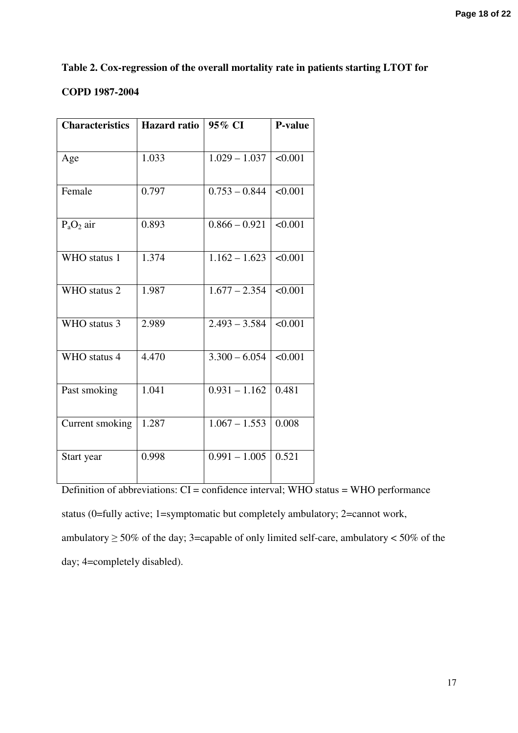**Table 2. Cox-regression of the overall mortality rate in patients starting LTOT for COPD 1987-2004**

| Characteristics | Hazard ratio | 95% CI | P-value |
|---|---|---|---|
| Age | 1.033 | 1.029 – 1.037 | <0.001 |
| Female | 0.797 | 0.753 – 0.844 | <0.001 |
| $P_aO_2$ air | 0.893 | 0.866 – 0.921 | <0.001 |
| WHO status 1 | 1.374 | 1.162 – 1.623 | <0.001 |
| WHO status 2 | 1.987 | 1.677 – 2.354 | <0.001 |
| WHO status 3 | 2.989 | 2.493 – 3.584 | <0.001 |
| WHO status 4 | 4.470 | 3.300 – 6.054 | <0.001 |
| Past smoking | 1.041 | 0.931 – 1.162 | 0.481 |
| Current smoking | 1.287 | 1.067 – 1.553 | 0.008 |
| Start year | 0.998 | 0.991 – 1.005 | 0.521 |

Definition of abbreviations: CI = confidence interval; WHO status = WHO performance status (0=fully active; 1=symptomatic but completely ambulatory; 2=cannot work, ambulatory ≥ 50% of the day; 3=capable of only limited self-care, ambulatory < 50% of the day; 4=completely disabled).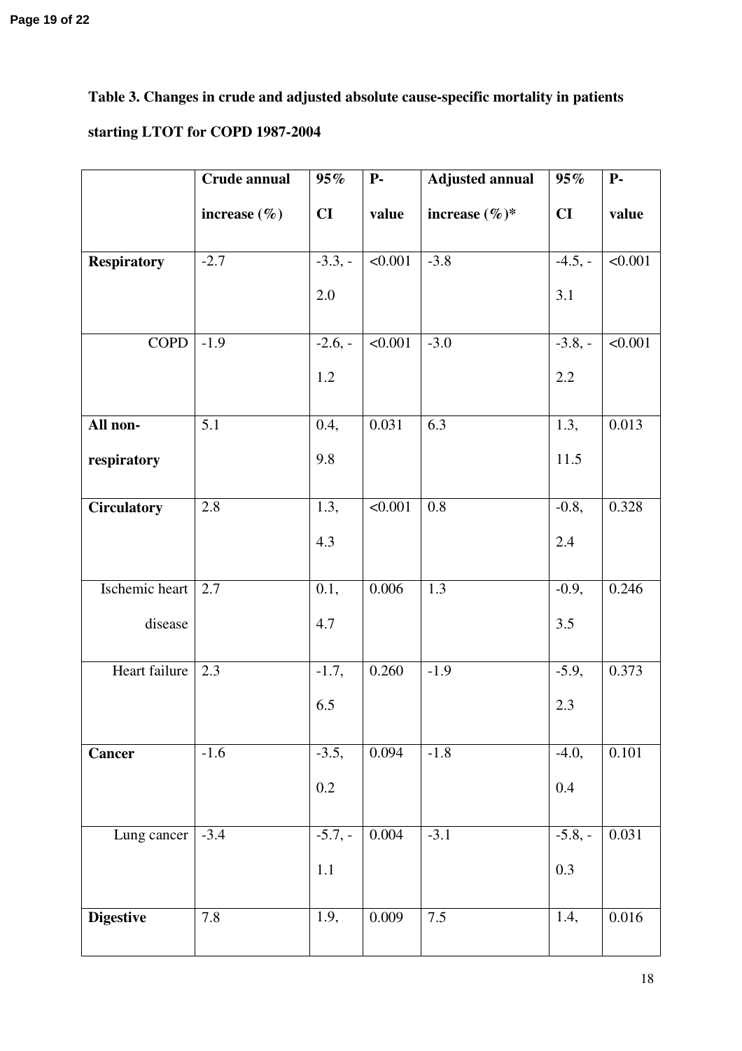**Table 3. Changes in crude and adjusted absolute cause-specific mortality in patients starting LTOT for COPD 1987-2004**

| | Crude annual increase (%) | 95% CI | P-value | Adjusted annual increase (%)* | 95% CI | P-value |
|---|---|---|---|---|---|---|
| **Respiratory** | -2.7 | -3.3, -2.0 | <0.001 | -3.8 | -4.5, -3.1 | <0.001 |
| COPD | -1.9 | -2.6, -1.2 | <0.001 | -3.0 | -3.8, -2.2 | <0.001 |
| **All non-respiratory** | 5.1 | 0.4, 9.8 | 0.031 | 6.3 | 1.3, 11.5 | 0.013 |
| **Circulatory** | 2.8 | 1.3, 4.3 | <0.001 | 0.8 | -0.8, 2.4 | 0.328 |
| Ischemic heart disease | 2.7 | 0.1, 4.7 | 0.006 | 1.3 | -0.9, 3.5 | 0.246 |
| Heart failure | 2.3 | -1.7, 6.5 | 0.260 | -1.9 | -5.9, 2.3 | 0.373 |
| **Cancer** | -1.6 | -3.5, 0.2 | 0.094 | -1.8 | -4.0, 0.4 | 0.101 |
| Lung cancer | -3.4 | -5.7, -1.1 | 0.004 | -3.1 | -5.8, -0.3 | 0.031 |
| **Digestive** | 7.8 | 1.9, | 0.009 | 7.5 | 1.4, | 0.016 |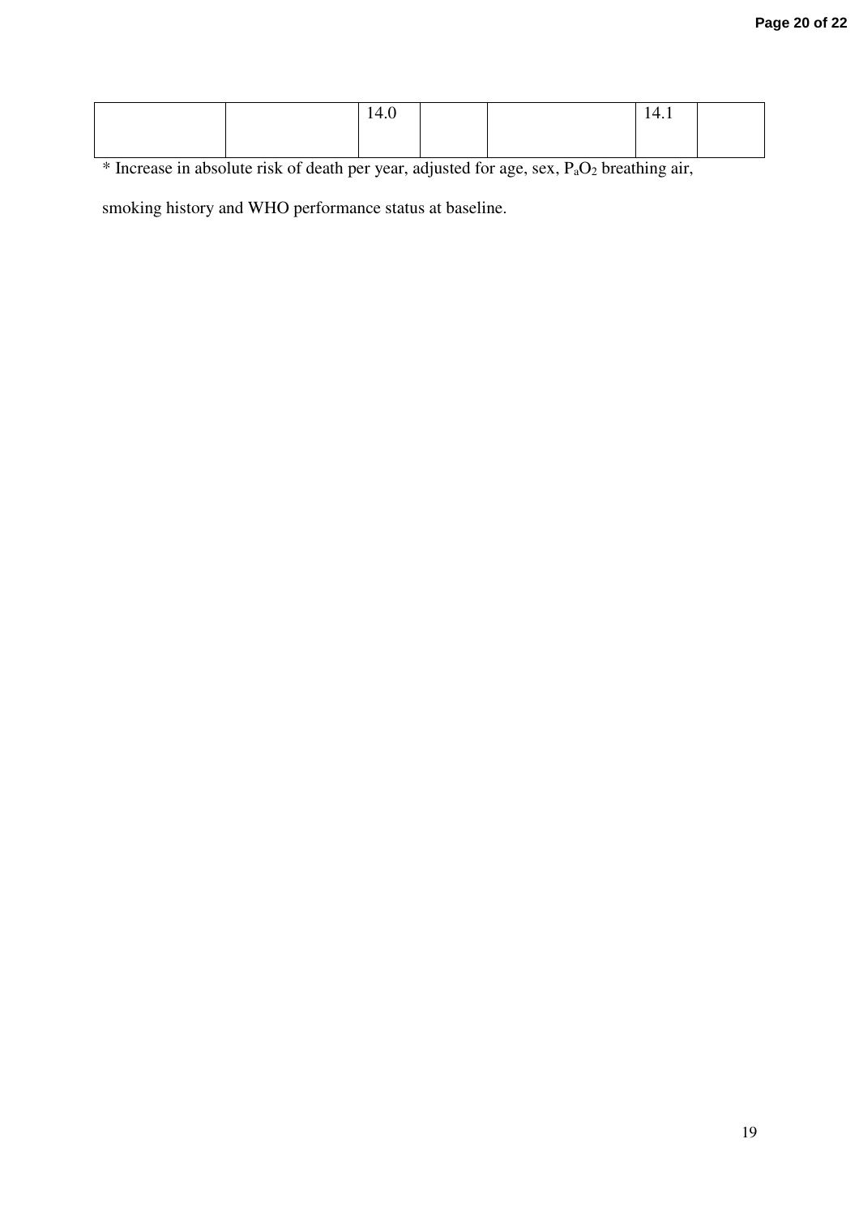| | | | | | | |
|---|---|---|---|---|---|---|
| | | 14.0 | | | 14.1 | |

* Increase in absolute risk of death per year, adjusted for age, sex, $P_aO_2$ breathing air, smoking history and WHO performance status at baseline.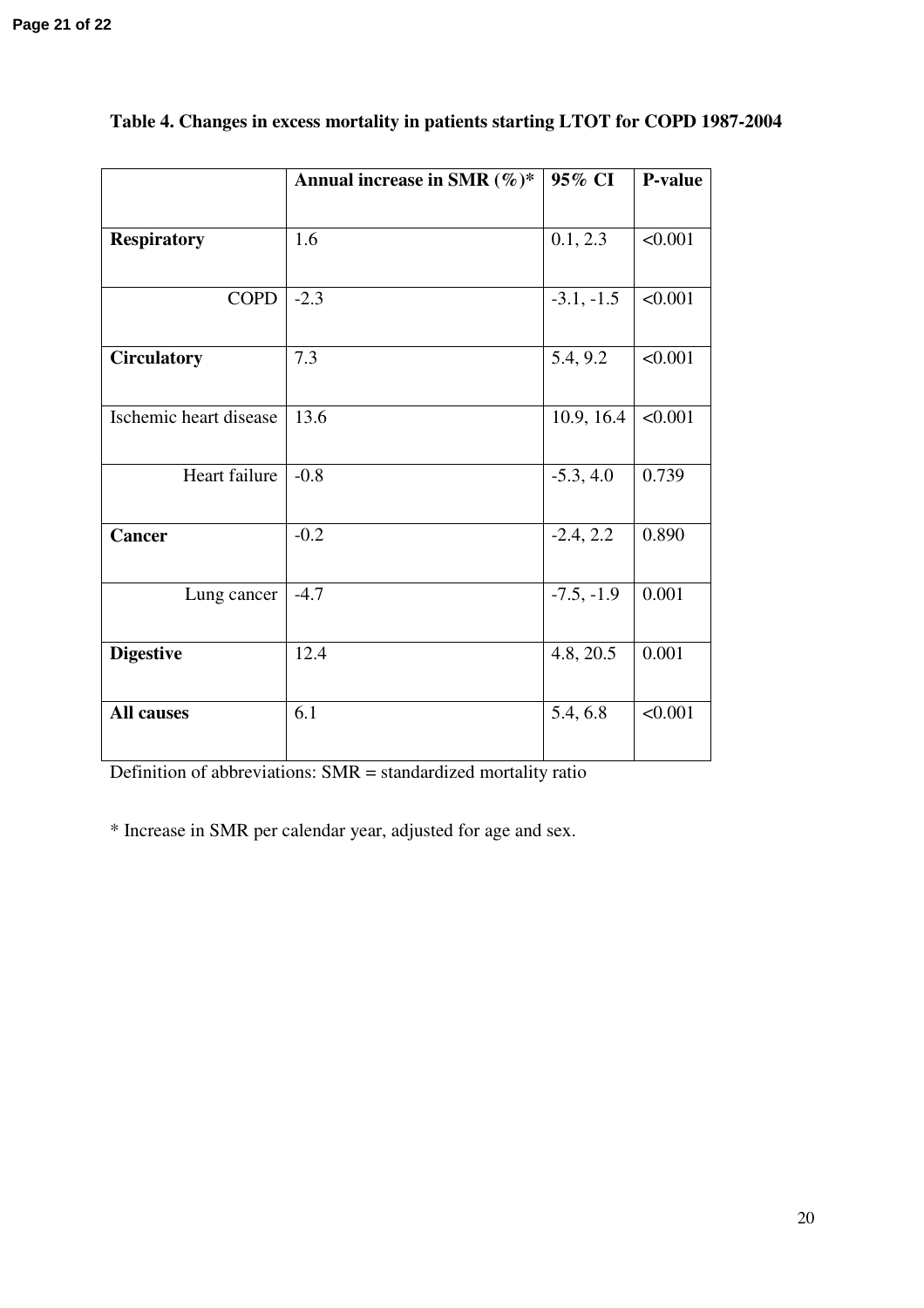**Table 4. Changes in excess mortality in patients starting LTOT for COPD 1987-2004**

| | Annual increase in SMR (%)* | 95% CI | P-value |
|---|---|---|---|
| **Respiratory** | 1.6 | 0.1, 2.3 | <0.001 |
| COPD | -2.3 | -3.1, -1.5 | <0.001 |
| **Circulatory** | 7.3 | 5.4, 9.2 | <0.001 |
| Ischemic heart disease | 13.6 | 10.9, 16.4 | <0.001 |
| Heart failure | -0.8 | -5.3, 4.0 | 0.739 |
| **Cancer** | -0.2 | -2.4, 2.2 | 0.890 |
| Lung cancer | -4.7 | -7.5, -1.9 | 0.001 |
| **Digestive** | 12.4 | 4.8, 20.5 | 0.001 |
| **All causes** | 6.1 | 5.4, 6.8 | <0.001 |

Definition of abbreviations: SMR = standardized mortality ratio

* Increase in SMR per calendar year, adjusted for age and sex.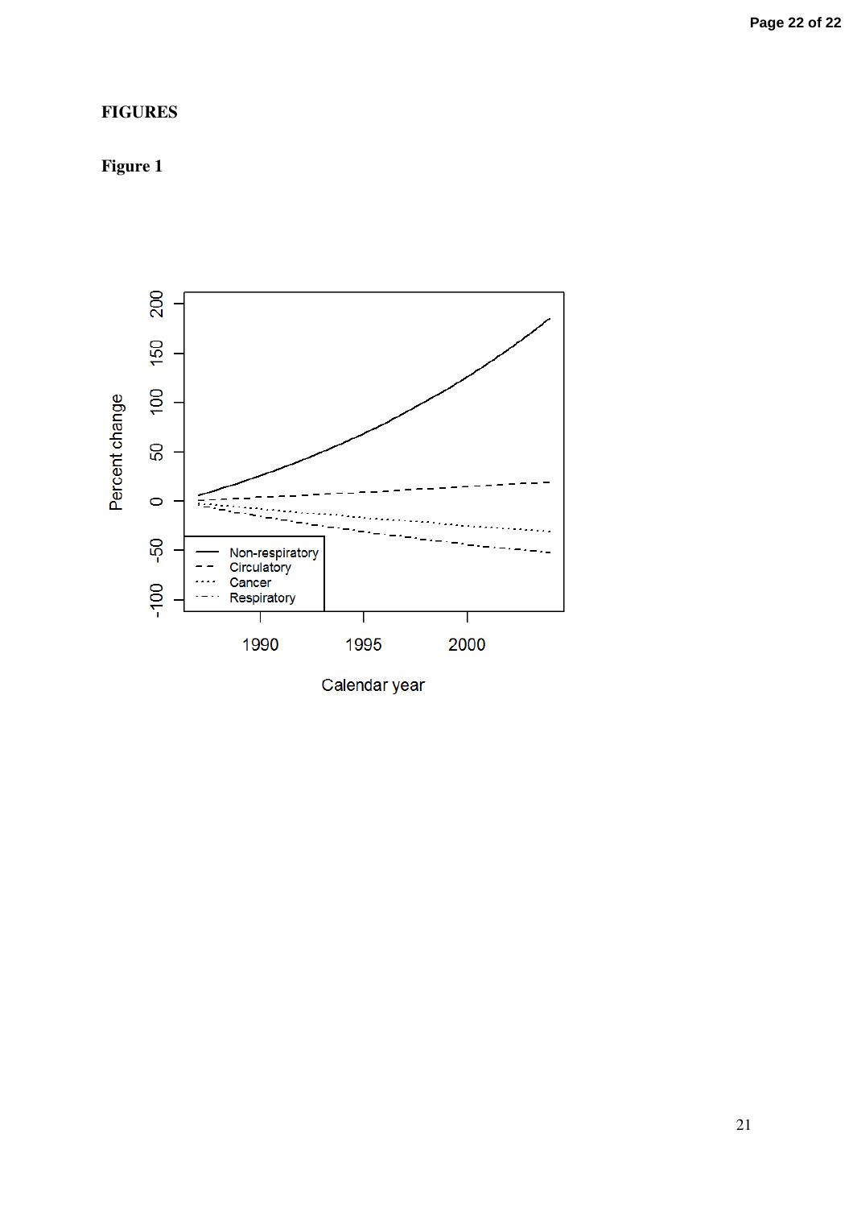# FIGURES

## Figure 1

Percent change

200
150
100
50
0
-50
-100

Non-respiratory
Circulatory
Cancer
Respiratory

1990
1995
2000

Calendar year